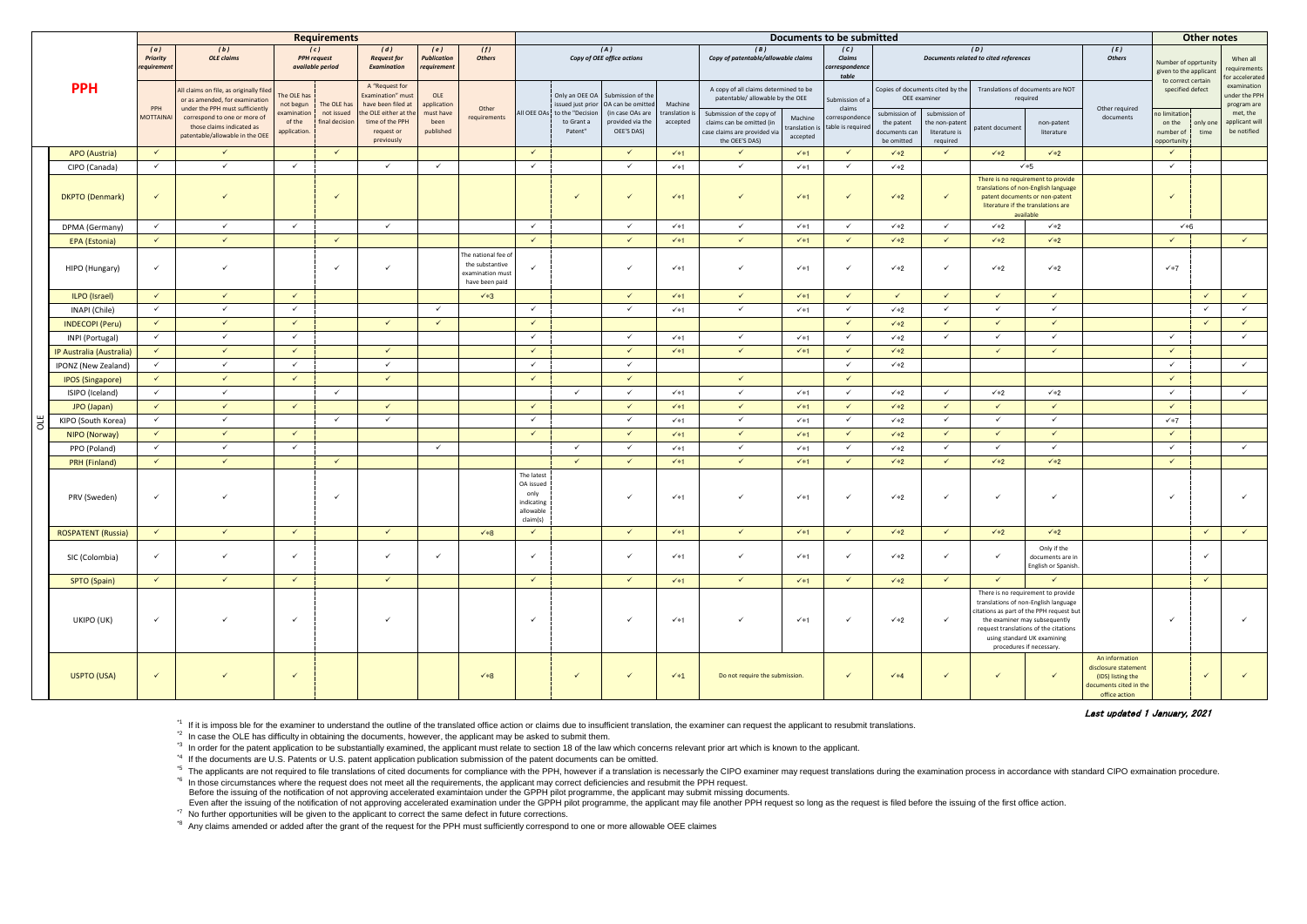| PPH | Requirements | | | | | | | Documents to be submitted | | | | | | | | | | | | Other notes | | |
|---|---|---|---|---|---|---|---|---|---|---|---|---|---|---|---|---|---|---|---|---|---|---|
| | *(a) Priority requirement* | *(b) OLE claims* | *(c) PPH request available period* | | *(d) Request for Examination* | *(e) Publication requirement* | *(f) Others* | *(A) Copy of OEE office actions* | | | | *(B) Copy of patentable/allowable claims* | | *(C) Claims correspondence table* | *(D) Documents related to cited references* | | | | *(E) Others* | Number of opprtunity given to the applicant to correct certain specified defect | | When all requirements for accelerated examination under the PPH program are met, the applicant will be notified |
| | PPH MOTTAINAI | All claims on file, as originally filed or as amended, for examination under the PPH must sufficiently correspond to one or more of those claims indicated as patentable/allowable in the OEE | The OLE has not begun examination of the application. | The OLE has not issued final decision | A "Request for Examination" must have been filed at the OLE either at the time of the PPH request or previously | OLE application must have been published | Other requirements | All OEE OAs | Only an OEE OA issued just prior to the "Decision to Grant a Patent" | Submission of the OA can be omitted (in case OAs are provided via the OEE's DAS) | Machine translation is accepted | A copy of all claims determined to be patentable/ allowable by the OEE: Submission of the copy of claims can be omitted (in case claims are provided via the OEE's DAS) | Machine translation is accepted | Submission of a claims correspondence table is required | Copies of documents cited by the OEE examiner: submission of the patent documents can be omitted | submission of the non-patent literature is required | Translations of documents are NOT required: patent document | non-patent literature | Other required documents | no limitation on the number of opportunity | only one time | |
| APO (Austria) | ✓ | ✓ | | ✓ | | | | ✓ | | ✓ | ✓*1 | ✓ | ✓*1 | ✓ | ✓*2 | ✓ | ✓*2 | ✓*2 | | ✓ | | |
| CIPO (Canada) | ✓ | ✓ | ✓ | | ✓ | ✓ | | ✓ | | ✓ | ✓*1 | ✓ | ✓*1 | ✓ | ✓*2 | | ✓*5 | | | ✓ | | |
| DKPTO (Denmark) | ✓ | ✓ | | ✓ | | | | | ✓ | ✓ | ✓*1 | ✓ | ✓*1 | ✓ | ✓*2 | ✓ | There is no requirement to provide translations of non-English language patent documents or non-patent literature if the translations are available | | | ✓ | | |
| DPMA (Germany) | ✓ | ✓ | ✓ | | ✓ | | | ✓ | | ✓ | ✓*1 | ✓ | ✓*1 | ✓ | ✓*2 | ✓ | ✓*2 | ✓*2 | | ✓*6 | | |
| EPA (Estonia) | ✓ | ✓ | | ✓ | | | | ✓ | | ✓ | ✓*1 | ✓ | ✓*1 | ✓ | ✓*2 | ✓ | ✓*2 | ✓*2 | | ✓ | | ✓ |
| HIPO (Hungary) | ✓ | ✓ | | ✓ | ✓ | | The national fee of the substantive examination must have been paid | ✓ | | ✓ | ✓*1 | ✓ | ✓*1 | ✓ | ✓*2 | ✓ | ✓*2 | ✓*2 | | ✓*7 | | |
| ILPO (Israel) | ✓ | ✓ | ✓ | | | | ✓*3 | | | ✓ | ✓*1 | ✓ | ✓*1 | ✓ | ✓ | ✓ | ✓ | ✓ | | | ✓ | ✓ |
| INAPI (Chile) | ✓ | ✓ | ✓ | | | ✓ | | ✓ | | ✓ | ✓*1 | ✓ | ✓*1 | ✓ | ✓*2 | ✓ | ✓ | ✓ | | | ✓ | ✓ |
| INDECOPI (Peru) | ✓ | ✓ | ✓ | | ✓ | ✓ | | ✓ | | | | | | ✓ | ✓*2 | ✓ | ✓ | ✓ | | | ✓ | ✓ |
| INPI (Portugal) | ✓ | ✓ | ✓ | | | | | ✓ | | ✓ | ✓*1 | ✓ | ✓*1 | ✓ | ✓*2 | ✓ | ✓ | ✓ | | ✓ | | ✓ |
| IP Australia (Australia) | ✓ | ✓ | ✓ | | ✓ | | | ✓ | | ✓ | ✓*1 | ✓ | ✓*1 | ✓ | ✓*2 | | ✓ | ✓ | | ✓ | | |
| IPONZ (New Zealand) | ✓ | ✓ | ✓ | | ✓ | | | ✓ | | ✓ | | | | ✓ | ✓*2 | | | | | ✓ | | ✓ |
| IPOS (Singapore) | ✓ | ✓ | ✓ | | ✓ | | | ✓ | | ✓ | | ✓ | | ✓ | | | | | | ✓ | | |
| ISIPO (Iceland) | ✓ | ✓ | | ✓ | | | | | ✓ | ✓ | ✓*1 | ✓ | ✓*1 | ✓ | ✓*2 | ✓ | ✓*2 | ✓*2 | | ✓ | | ✓ |
| JPO (Japan) | ✓ | ✓ | ✓ | | ✓ | | | ✓ | | ✓ | ✓*1 | ✓ | ✓*1 | ✓ | ✓*2 | ✓ | ✓ | ✓ | | ✓ | | |
| KIPO (South Korea) | ✓ | ✓ | | ✓ | ✓ | | | ✓ | | ✓ | ✓*1 | ✓ | ✓*1 | ✓ | ✓*2 | ✓ | ✓ | ✓ | | ✓*7 | | |
| NIPO (Norway) | ✓ | ✓ | ✓ | | | | | ✓ | | ✓ | ✓*1 | ✓ | ✓*1 | ✓ | ✓*2 | ✓ | ✓ | ✓ | | ✓ | | |
| PPO (Poland) | ✓ | ✓ | ✓ | | | ✓ | | | ✓ | ✓ | ✓*1 | ✓ | ✓*1 | ✓ | ✓*2 | ✓ | ✓ | ✓ | | ✓ | | ✓ |
| PRH (Finland) | ✓ | ✓ | | ✓ | | | | | ✓ | ✓ | ✓*1 | ✓ | ✓*1 | ✓ | ✓*2 | ✓ | ✓*2 | ✓*2 | | ✓ | | |
| PRV (Sweden) | ✓ | ✓ | | ✓ | | | | The latest OA issued only indicating allowable claim(s) | | ✓ | ✓*1 | ✓ | ✓*1 | ✓ | ✓*2 | ✓ | ✓ | ✓ | | ✓ | | ✓ |
| ROSPATENT (Russia) | ✓ | ✓ | ✓ | | ✓ | | ✓*8 | ✓ | | ✓ | ✓*1 | ✓ | ✓*1 | ✓ | ✓*2 | ✓ | ✓*2 | ✓*2 | | | ✓ | ✓ |
| SIC (Colombia) | ✓ | ✓ | ✓ | | ✓ | ✓ | | ✓ | | ✓ | ✓*1 | ✓ | ✓*1 | ✓ | ✓*2 | ✓ | ✓ | Only if the documents are in English or Spanish. | | | ✓ | |
| SPTO (Spain) | ✓ | ✓ | ✓ | | ✓ | | | ✓ | | ✓ | ✓*1 | ✓ | ✓*1 | ✓ | ✓*2 | ✓ | ✓ | ✓ | | | ✓ | |
| UKIPO (UK) | ✓ | ✓ | ✓ | | ✓ | | | ✓ | | ✓ | ✓*1 | ✓ | ✓*1 | ✓ | ✓*2 | ✓ | There is no requirement to provide translations of non-English language citations as part of the PPH request but the examiner may subsequently request translations of the citations using standard UK examining procedures if necessary. | | | ✓ | | ✓ |
| USPTO (USA) | ✓ | ✓ | ✓ | | | | ✓*8 | | ✓ | ✓ | ✓*1 | Do not require the submission. | | ✓ | ✓*4 | ✓ | ✓ | ✓ | An information disclosure statement (IDS) listing the documents cited in the office action | | ✓ | ✓ |

**Last updated 1 January, 2021**

*1 If it is imposs ble for the examiner to understand the outline of the translated office action or claims due to insufficient translation, the examiner can request the applicant to resubmit translations.

*2 In case the OLE has difficulty in obtaining the documents, however, the applicant may be asked to submit them.

*3 In order for the patent application to be substantially examined, the applicant must relate to section 18 of the law which concerns relevant prior art which is known to the applicant.

*4 If the documents are U.S. Patents or U.S. patent application publication submission of the patent documents can be omitted.

*5 The applicants are not required to file translations of cited documents for compliance with the PPH, however if a translation is necessarly the CIPO examiner may request translations during the examination process in accordance with standard CIPO exmaination procedure.

*6 In those circumstances where the request does not meet all the requirements, the applicant may correct deficiencies and resubmit the PPH request.
Before the issuing of the notification of not approving accelerated examintaion under the GPPH pilot programme, the applicant may submit missing documents.
Even after the issuing of the notification of not approving accelerated examination under the GPPH pilot programme, the applicant may file another PPH request so long as the request is filed before the issuing of the first office action.

*7 No further opportunities will be given to the applicant to correct the same defect in future corrections.

*8 Any claims amended or added after the grant of the request for the PPH must sufficiently correspond to one or more allowable OEE claimes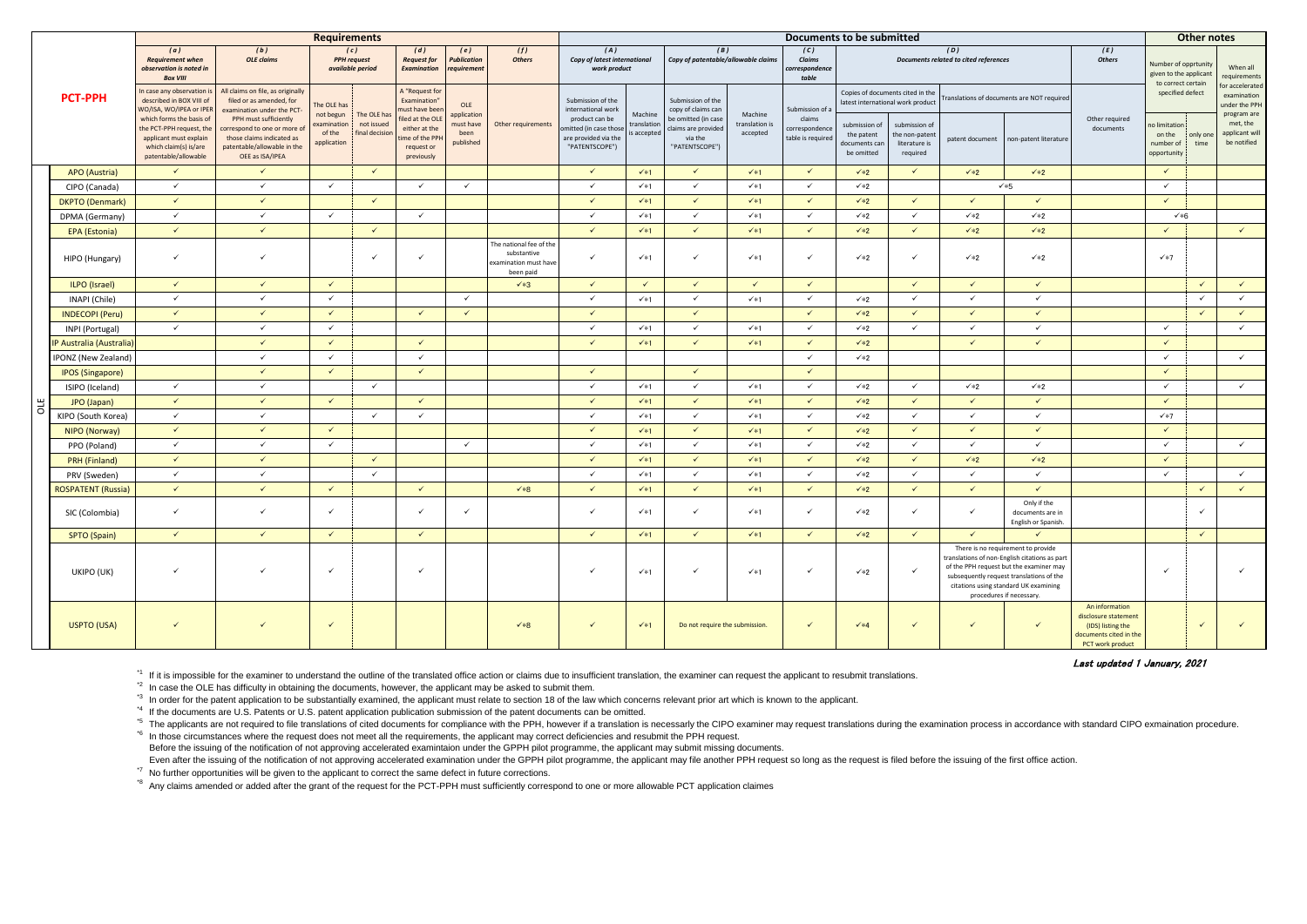| PCT-PPH | Requirements | | | | | | | Documents to be submitted | | | | | | | | | | Other notes | | |
|---|---|---|---|---|---|---|---|---|---|---|---|---|---|---|---|---|---|---|---|---|
| | (a) *Requirement when observation is noted in Box VIII* | (b) *OLE claims* | (c) *PPH request available period* | | (d) *Request for Examination* | (e) *Publication requirement* | (f) *Others* | (A) *Copy of latest international work product* | | (B) *Copy of patentable/allowable claims* | | (C) *Claims correspondence table* | (D) *Documents related to cited references* | | | | (E) *Others* | Number of opportunity given to the applicant to correct certain specified defect | | When all requirements for accelerated examination under the PPH program are met, the applicant will be notified |
| | In case any observation is described in BOX VIII of WO/ISA, WO/IPEA or IPER which forms the basis of the PCT-PPH request, the applicant must explain which claim(s) is/are patentable/allowable | All claims on file, as originally filed or as amended, for examination under the PCT-PPH must sufficiently correspond to one or more of those claims indicated as patentable/allowable in the OEE as ISA/IPEA | The OLE has not begun examination of the application | The OLE has not issued final decision | A "Request for Examination" must have been filed at the OLE either at the time of the PPH request or previously | OLE application must have been published | Other requirements | Submission of the international work product can be omitted (in case those are provided via the "PATENTSCOPE") | Machine translation is accepted | Submission of the copy of claims can be omitted (in case claims are provided via the "PATENTSCOPE") | Machine translation is accepted | Submission of a claims correspondence table is required | Copies of documents cited in the latest international work product: submission of the patent documents can be omitted | Copies of documents cited in the latest international work product: submission of the non-patent literature is required | Translations of documents are NOT required: patent document | Translations of documents are NOT required: non-patent literature | Other required documents | no limitation on the number of opportunity | only one time | |
| APO (Austria) | ✓ | ✓ | | ✓ | | | | ✓ | ✓*1 | ✓ | ✓*1 | ✓ | ✓*2 | ✓ | ✓*2 | ✓*2 | | ✓ | | |
| CIPO (Canada) | ✓ | ✓ | ✓ | | ✓ | ✓ | | ✓ | ✓*1 | ✓ | ✓*1 | ✓ | ✓*2 | | ✓*5 | | | ✓ | | |
| DKPTO (Denmark) | ✓ | ✓ | | ✓ | | | | ✓ | ✓*1 | ✓ | ✓*1 | ✓ | ✓*2 | ✓ | ✓ | ✓ | | ✓ | | |
| DPMA (Germany) | ✓ | ✓ | ✓ | | ✓ | | | ✓ | ✓*1 | ✓ | ✓*1 | ✓ | ✓*2 | ✓ | ✓*2 | ✓*2 | | ✓*6 | | |
| EPA (Estonia) | ✓ | ✓ | | ✓ | | | | ✓ | ✓*1 | ✓ | ✓*1 | ✓ | ✓*2 | ✓ | ✓*2 | ✓*2 | | ✓ | | ✓ |
| HIPO (Hungary) | ✓ | ✓ | | ✓ | ✓ | | The national fee of the substantive examination must have been paid | ✓ | ✓*1 | ✓ | ✓*1 | ✓ | ✓*2 | ✓ | ✓*2 | ✓*2 | | ✓*7 | | |
| ILPO (Israel) | ✓ | ✓ | ✓ | | | | ✓*3 | ✓ | ✓ | ✓ | ✓ | ✓ | | ✓ | ✓ | ✓ | | | ✓ | ✓ |
| INAPI (Chile) | ✓ | ✓ | ✓ | | | ✓ | | ✓ | ✓*1 | ✓ | ✓*1 | ✓ | ✓*2 | ✓ | ✓ | ✓ | | | ✓ | ✓ |
| INDECOPI (Peru) | ✓ | ✓ | ✓ | | ✓ | ✓ | | ✓ | | ✓ | | ✓ | ✓*2 | ✓ | ✓ | ✓ | | | ✓ | ✓ |
| INPI (Portugal) | ✓ | ✓ | ✓ | | | | | ✓ | ✓*1 | ✓ | ✓*1 | ✓ | ✓*2 | ✓ | ✓ | ✓ | | ✓ | | ✓ |
| IP Australia (Australia) | | ✓ | ✓ | | ✓ | | | ✓ | ✓*1 | ✓ | ✓*1 | ✓ | ✓*2 | | ✓ | ✓ | | ✓ | | |
| IPONZ (New Zealand) | | ✓ | ✓ | | ✓ | | | | | | | ✓ | ✓*2 | | | | | ✓ | | ✓ |
| IPOS (Singapore) | | ✓ | ✓ | | ✓ | | | ✓ | | ✓ | | ✓ | | | | | | ✓ | | |
| ISIPO (Iceland) | ✓ | ✓ | | ✓ | | | | ✓ | ✓*1 | ✓ | ✓*1 | ✓ | ✓*2 | ✓ | ✓*2 | ✓*2 | | ✓ | | ✓ |
| JPO (Japan) | ✓ | ✓ | ✓ | | ✓ | | | ✓ | ✓*1 | ✓ | ✓*1 | ✓ | ✓*2 | ✓ | ✓ | ✓ | | ✓ | | |
| KIPO (South Korea) | ✓ | ✓ | | ✓ | ✓ | | | ✓ | ✓*1 | ✓ | ✓*1 | ✓ | ✓*2 | ✓ | ✓ | ✓ | | ✓*7 | | |
| NIPO (Norway) | ✓ | ✓ | ✓ | | | | | ✓ | ✓*1 | ✓ | ✓*1 | ✓ | ✓*2 | ✓ | ✓ | ✓ | | ✓ | | |
| PPO (Poland) | ✓ | ✓ | ✓ | | | ✓ | | ✓ | ✓*1 | ✓ | ✓*1 | ✓ | ✓*2 | ✓ | ✓ | ✓ | | ✓ | | ✓ |
| PRH (Finland) | ✓ | ✓ | | ✓ | | | | ✓ | ✓*1 | ✓ | ✓*1 | ✓ | ✓*2 | ✓ | ✓*2 | ✓*2 | | ✓ | | |
| PRV (Sweden) | ✓ | ✓ | | ✓ | | | | ✓ | ✓*1 | ✓ | ✓*1 | ✓ | ✓*2 | ✓ | ✓ | ✓ | | ✓ | | ✓ |
| ROSPATENT (Russia) | ✓ | ✓ | ✓ | | ✓ | | ✓*8 | ✓ | ✓*1 | ✓ | ✓*1 | ✓ | ✓*2 | ✓ | ✓ | ✓ | | | ✓ | ✓ |
| SIC (Colombia) | ✓ | ✓ | ✓ | | ✓ | ✓ | | ✓ | ✓*1 | ✓ | ✓*1 | ✓ | ✓*2 | ✓ | ✓ | Only if the documents are in English or Spanish. | | | ✓ | |
| SPTO (Spain) | ✓ | ✓ | ✓ | | ✓ | | | ✓ | ✓*1 | ✓ | ✓*1 | ✓ | ✓*2 | ✓ | ✓ | ✓ | | | ✓ | |
| UKIPO (UK) | ✓ | ✓ | ✓ | | ✓ | | | ✓ | ✓*1 | ✓ | ✓*1 | ✓ | ✓*2 | ✓ | There is no requirement to provide translations of non-English citations as part of the PPH request but the examiner may subsequently request translations of the cited citations using standard UK examining procedures if necessary. | | | ✓ | | ✓ |
| USPTO (USA) | ✓ | ✓ | ✓ | | | | ✓*8 | ✓ | ✓*1 | Do not require the submission. | | ✓ | ✓*4 | ✓ | ✓ | ✓ | An information disclosure statement (IDS) listing the documents cited in the PCT work product | | ✓ | ✓ |

(Offices listed above are OLE.)

**Last updated 1 January, 2021**

*1 If it is impossible for the examiner to understand the outline of the translated office action or claims due to insufficient translation, the examiner can request the applicant to resubmit translations.

*2 In case the OLE has difficulty in obtaining the documents, however, the applicant may be asked to submit them.

*3 In order for the patent application to be substantially examined, the applicant must relate to section 18 of the law which concerns relevant prior art which is known to the applicant.

*4 If the documents are U.S. Patents or U.S. patent application publication submission of the patent documents can be omitted.

*5 The applicants are not required to file translations of cited documents for compliance with the PPH, however if a translation is necessarly the CIPO examiner may request translations during the examination process in accordance with standard CIPO exmaination procedure.

*6 In those circumstances where the request does not meet all the requirements, the applicant may correct deficiencies and resubmit the PPH request.
Before the issuing of the notification of not approving accelerated examintaion under the GPPH pilot programme, the applicant may submit missing documents.
Even after the issuing of the notification of not approving accelerated examination under the GPPH pilot programme, the applicant may file another PPH request so long as the request is filed before the issuing of the first office action.

*7 No further opportunities will be given to the applicant to correct the same defect in future corrections.

*8 Any claims amended or added after the grant of the request for the PCT-PPH must sufficiently correspond to one or more allowable PCT application claimes